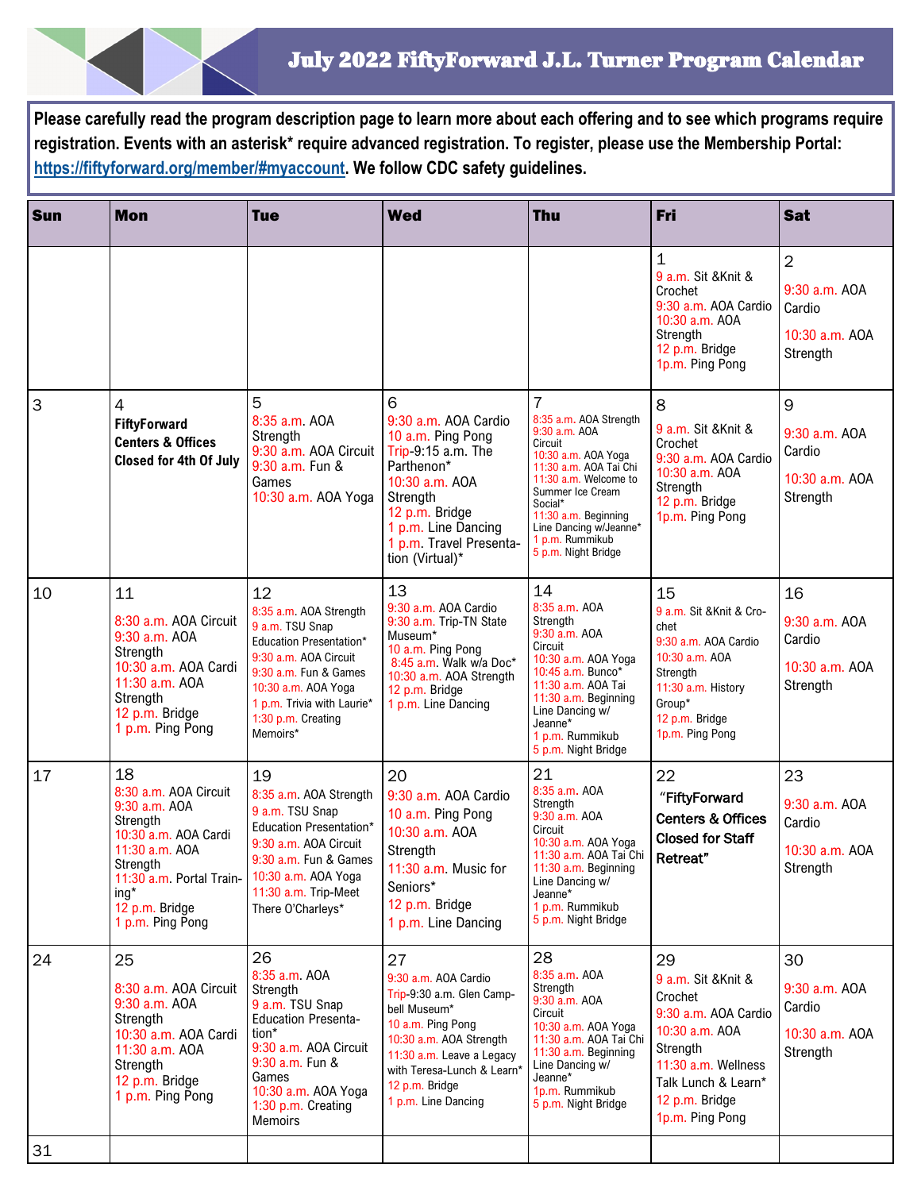# July 2022 FiftyForward J.L. Turner Program Calendar

**Please carefully read the program description page to learn more about each offering and to see which programs require registration. Events with an asterisk* require advanced registration. To register, please use the Membership Portal: https://fiftyforward.org/member/#myaccount. We follow CDC safety guidelines.**

| Sun | Mon | Tue | Wed | Thu | Fri | Sat |
|---|---|---|---|---|---|---|
| | | | | | 1<br>9 a.m. Sit &Knit & Crochet<br>9:30 a.m. AOA Cardio<br>10:30 a.m. AOA Strength<br>12 p.m. Bridge<br>1p.m. Ping Pong | 2<br>9:30 a.m. AOA Cardio<br>10:30 a.m. AOA Strength |
| 3 | 4<br>**FiftyForward Centers & Offices Closed for 4th Of July** | 5<br>8:35 a.m. AOA Strength<br>9:30 a.m. AOA Circuit<br>9:30 a.m. Fun & Games<br>10:30 a.m. AOA Yoga | 6<br>9:30 a.m. AOA Cardio<br>10 a.m. Ping Pong<br>Trip-9:15 a.m. The Parthenon*<br>10:30 a.m. AOA Strength<br>12 p.m. Bridge<br>1 p.m. Line Dancing<br>1 p.m. Travel Presentation (Virtual)* | 7<br>8:35 a.m. AOA Strength<br>9:30 a.m. AOA Circuit<br>10:30 a.m. AOA Yoga<br>11:30 a.m. AOA Tai Chi<br>11:30 a.m. Welcome to Summer Ice Cream Social*<br>11:30 a.m. Beginning Line Dancing w/Jeanne*<br>1 p.m. Rummikub<br>5 p.m. Night Bridge | 8<br>9 a.m. Sit &Knit & Crochet<br>9:30 a.m. AOA Cardio<br>10:30 a.m. AOA Strength<br>12 p.m. Bridge<br>1p.m. Ping Pong | 9<br>9:30 a.m. AOA Cardio<br>10:30 a.m. AOA Strength |
| 10 | 11<br>8:30 a.m. AOA Circuit<br>9:30 a.m. AOA Strength<br>10:30 a.m. AOA Cardi<br>11:30 a.m. AOA Strength<br>12 p.m. Bridge<br>1 p.m. Ping Pong | 12<br>8:35 a.m. AOA Strength<br>9 a.m. TSU Snap Education Presentation*<br>9:30 a.m. AOA Circuit<br>9:30 a.m. Fun & Games<br>10:30 a.m. AOA Yoga<br>1 p.m. Trivia with Laurie*<br>1:30 p.m. Creating Memoirs* | 13<br>9:30 a.m. AOA Cardio<br>9:30 a.m. Trip-TN State Museum*<br>10 a.m. Ping Pong<br>8:45 a.m. Walk w/a Doc*<br>10:30 a.m. AOA Strength<br>12 p.m. Bridge<br>1 p.m. Line Dancing | 14<br>8:35 a.m. AOA Strength<br>9:30 a.m. AOA Circuit<br>10:30 a.m. AOA Yoga<br>10:45 a.m. Bunco*<br>11:30 a.m. AOA Tai<br>11:30 a.m. Beginning Line Dancing w/ Jeanne*<br>1 p.m. Rummikub<br>5 p.m. Night Bridge | 15<br>9 a.m. Sit &Knit & Crochet<br>9:30 a.m. AOA Cardio<br>10:30 a.m. AOA Strength<br>11:30 a.m. History Group*<br>12 p.m. Bridge<br>1p.m. Ping Pong | 16<br>9:30 a.m. AOA Cardio<br>10:30 a.m. AOA Strength |
| 17 | 18<br>8:30 a.m. AOA Circuit<br>9:30 a.m. AOA Strength<br>10:30 a.m. AOA Cardi<br>11:30 a.m. AOA Strength<br>11:30 a.m. Portal Training*<br>12 p.m. Bridge<br>1 p.m. Ping Pong | 19<br>8:35 a.m. AOA Strength<br>9 a.m. TSU Snap Education Presentation*<br>9:30 a.m. AOA Circuit<br>9:30 a.m. Fun & Games<br>10:30 a.m. AOA Yoga<br>11:30 a.m. Trip-Meet There O'Charleys* | 20<br>9:30 a.m. AOA Cardio<br>10 a.m. Ping Pong<br>10:30 a.m. AOA Strength<br>11:30 a.m. Music for Seniors*<br>12 p.m. Bridge<br>1 p.m. Line Dancing | 21<br>8:35 a.m. AOA Strength<br>9:30 a.m. AOA Circuit<br>10:30 a.m. AOA Yoga<br>11:30 a.m. AOA Tai Chi<br>11:30 a.m. Beginning Line Dancing w/ Jeanne*<br>1 p.m. Rummikub<br>5 p.m. Night Bridge | 22<br>**"FiftyForward Centers & Offices Closed for Staff Retreat"** | 23<br>9:30 a.m. AOA Cardio<br>10:30 a.m. AOA Strength |
| 24 | 25<br>8:30 a.m. AOA Circuit<br>9:30 a.m. AOA Strength<br>10:30 a.m. AOA Cardi<br>11:30 a.m. AOA Strength<br>12 p.m. Bridge<br>1 p.m. Ping Pong | 26<br>8:35 a.m. AOA Strength<br>9 a.m. TSU Snap Education Presentation*<br>9:30 a.m. AOA Circuit<br>9:30 a.m. Fun & Games<br>10:30 a.m. AOA Yoga<br>1:30 p.m. Creating Memoirs | 27<br>9:30 a.m. AOA Cardio<br>Trip-9:30 a.m. Glen Campbell Museum*<br>10 a.m. Ping Pong<br>10:30 a.m. AOA Strength<br>11:30 a.m. Leave a Legacy with Teresa-Lunch & Learn*<br>12 p.m. Bridge<br>1 p.m. Line Dancing | 28<br>8:35 a.m. AOA Strength<br>9:30 a.m. AOA Circuit<br>10:30 a.m. AOA Yoga<br>11:30 a.m. AOA Tai Chi<br>11:30 a.m. Beginning Line Dancing w/ Jeanne*<br>1p.m. Rummikub<br>5 p.m. Night Bridge | 29<br>9 a.m. Sit &Knit & Crochet<br>9:30 a.m. AOA Cardio<br>10:30 a.m. AOA Strength<br>11:30 a.m. Wellness Talk Lunch & Learn*<br>12 p.m. Bridge<br>1p.m. Ping Pong | 30<br>9:30 a.m. AOA Cardio<br>10:30 a.m. AOA Strength |
| 31 | | | | | | |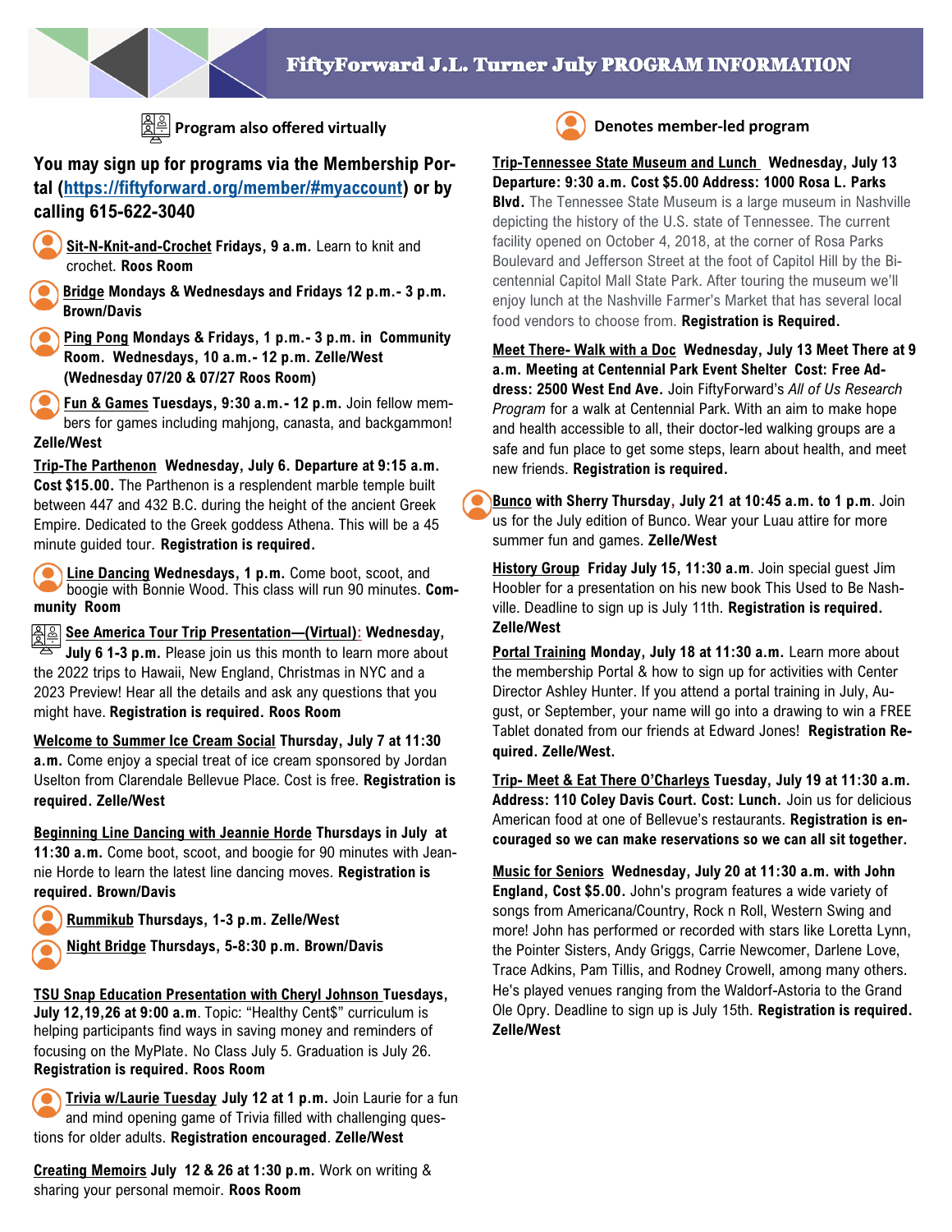# FiftyForward J.L. Turner July PROGRAM INFORMATION

Program also offered virtually

Denotes member-led program

**You may sign up for programs via the Membership Portal (https://fiftyforward.org/member/#myaccount) or by calling 615-622-3040**

**Sit-N-Knit-and-Crochet Fridays, 9 a.m.** Learn to knit and crochet. **Roos Room**

**Bridge Mondays & Wednesdays and Fridays 12 p.m.- 3 p.m. Brown/Davis**

**Ping Pong Mondays & Fridays, 1 p.m.- 3 p.m. in Community Room. Wednesdays, 10 a.m.- 12 p.m. Zelle/West (Wednesday 07/20 & 07/27 Roos Room)**

**Fun & Games Tuesdays, 9:30 a.m.- 12 p.m.** Join fellow members for games including mahjong, canasta, and backgammon! **Zelle/West**

**Trip-The Parthenon Wednesday, July 6. Departure at 9:15 a.m. Cost $15.00.** The Parthenon is a resplendent marble temple built between 447 and 432 B.C. during the height of the ancient Greek Empire. Dedicated to the Greek goddess Athena. This will be a 45 minute guided tour. **Registration is required.**

**Line Dancing Wednesdays, 1 p.m.** Come boot, scoot, and boogie with Bonnie Wood. This class will run 90 minutes. **Community Room**

**See America Tour Trip Presentation—(Virtual): Wednesday, July 6 1-3 p.m.** Please join us this month to learn more about the 2022 trips to Hawaii, New England, Christmas in NYC and a 2023 Preview! Hear all the details and ask any questions that you might have. **Registration is required. Roos Room**

**Welcome to Summer Ice Cream Social Thursday, July 7 at 11:30 a.m.** Come enjoy a special treat of ice cream sponsored by Jordan Uselton from Clarendale Bellevue Place. Cost is free. **Registration is required. Zelle/West**

**Beginning Line Dancing with Jeannie Horde Thursdays in July at 11:30 a.m.** Come boot, scoot, and boogie for 90 minutes with Jeannie Horde to learn the latest line dancing moves. **Registration is required. Brown/Davis**

**Rummikub Thursdays, 1-3 p.m. Zelle/West**

**Night Bridge Thursdays, 5-8:30 p.m. Brown/Davis**

**TSU Snap Education Presentation with Cheryl Johnson Tuesdays, July 12,19,26 at 9:00 a.m**. Topic: "Healthy Cent$" curriculum is helping participants find ways in saving money and reminders of focusing on the MyPlate. No Class July 5. Graduation is July 26. **Registration is required. Roos Room**

**Trivia w/Laurie Tuesday July 12 at 1 p.m.** Join Laurie for a fun and mind opening game of Trivia filled with challenging questions for older adults. **Registration encouraged. Zelle/West**

**Creating Memoirs July 12 & 26 at 1:30 p.m.** Work on writing & sharing your personal memoir. **Roos Room**

**Trip-Tennessee State Museum and Lunch Wednesday, July 13 Departure: 9:30 a.m. Cost $5.00 Address: 1000 Rosa L. Parks Blvd.** The Tennessee State Museum is a large museum in Nashville depicting the history of the U.S. state of Tennessee. The current facility opened on October 4, 2018, at the corner of Rosa Parks Boulevard and Jefferson Street at the foot of Capitol Hill by the Bicentennial Capitol Mall State Park. After touring the museum we'll enjoy lunch at the Nashville Farmer's Market that has several local food vendors to choose from. **Registration is Required.**

**Meet There- Walk with a Doc Wednesday, July 13 Meet There at 9 a.m. Meeting at Centennial Park Event Shelter Cost: Free Address: 2500 West End Ave.** Join FiftyForward's *All of Us Research Program* for a walk at Centennial Park. With an aim to make hope and health accessible to all, their doctor-led walking groups are a safe and fun place to get some steps, learn about health, and meet new friends. **Registration is required.**

**Bunco with Sherry Thursday, July 21 at 10:45 a.m. to 1 p.m.** Join us for the July edition of Bunco. Wear your Luau attire for more summer fun and games. **Zelle/West**

**History Group Friday July 15, 11:30 a.m.** Join special guest Jim Hoobler for a presentation on his new book This Used to Be Nashville. Deadline to sign up is July 11th. **Registration is required. Zelle/West**

**Portal Training Monday, July 18 at 11:30 a.m.** Learn more about the membership Portal & how to sign up for activities with Center Director Ashley Hunter. If you attend a portal training in July, August, or September, your name will go into a drawing to win a FREE Tablet donated from our friends at Edward Jones! **Registration Required. Zelle/West.**

**Trip- Meet & Eat There O'Charleys Tuesday, July 19 at 11:30 a.m. Address: 110 Coley Davis Court. Cost: Lunch.** Join us for delicious American food at one of Bellevue's restaurants. **Registration is encouraged so we can make reservations so we can all sit together.**

**Music for Seniors Wednesday, July 20 at 11:30 a.m. with John England, Cost $5.00.** John's program features a wide variety of songs from Americana/Country, Rock n Roll, Western Swing and more! John has performed or recorded with stars like Loretta Lynn, the Pointer Sisters, Andy Griggs, Carrie Newcomer, Darlene Love, Trace Adkins, Pam Tillis, and Rodney Crowell, among many others. He's played venues ranging from the Waldorf-Astoria to the Grand Ole Opry. Deadline to sign up is July 15th. **Registration is required. Zelle/West**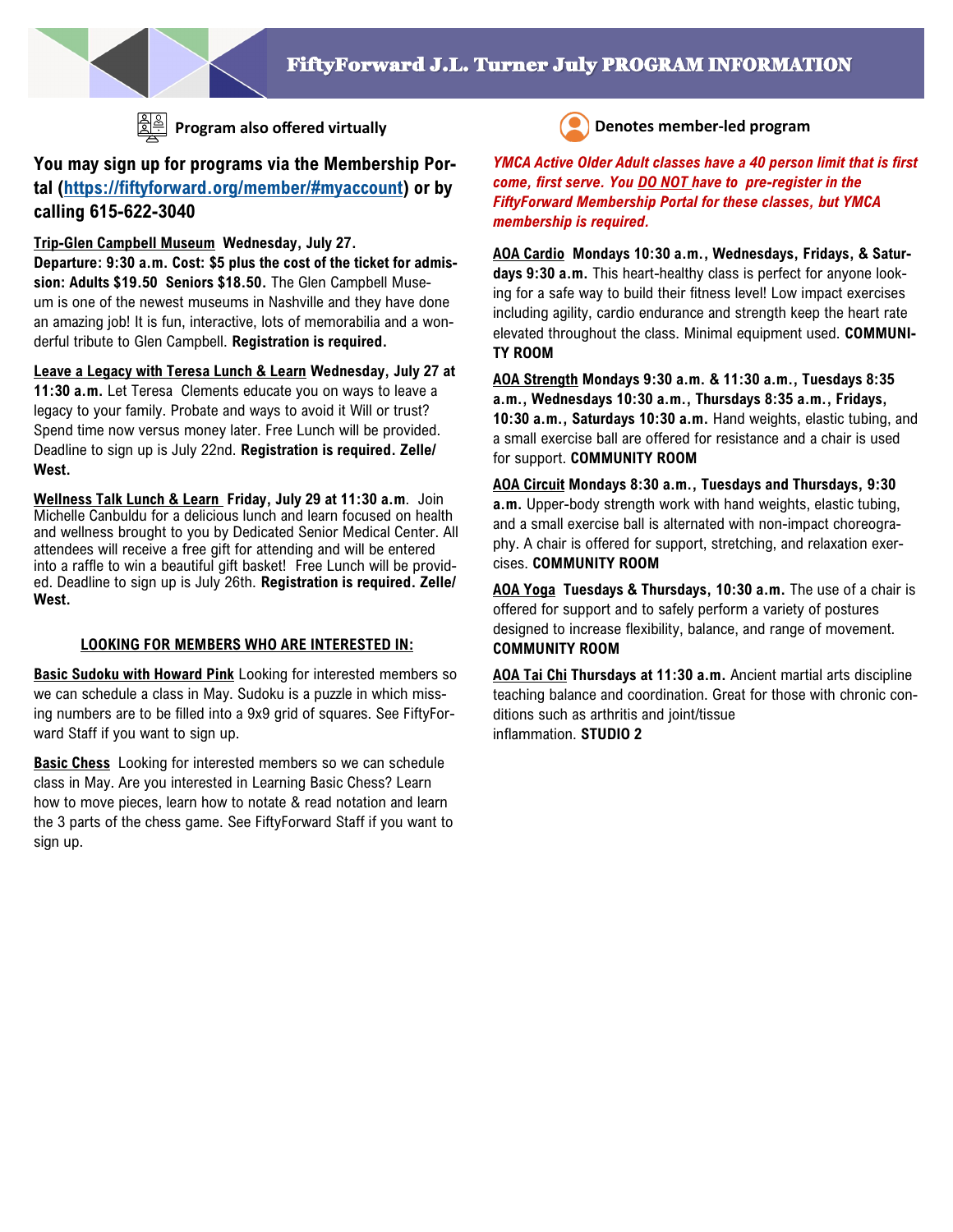# FiftyForward J.L. Turner July PROGRAM INFORMATION

**Program also offered virtually**

**Denotes member-led program**

## You may sign up for programs via the Membership Portal (https://fiftyforward.org/member/#myaccount) or by calling 615-622-3040

**Trip-Glen Campbell Museum  Wednesday, July 27. Departure: 9:30 a.m. Cost: $5 plus the cost of the ticket for admission: Adults $19.50  Seniors $18.50.** The Glen Campbell Museum is one of the newest museums in Nashville and they have done an amazing job! It is fun, interactive, lots of memorabilia and a wonderful tribute to Glen Campbell. **Registration is required.**

**Leave a Legacy with Teresa Lunch & Learn Wednesday, July 27 at 11:30 a.m.** Let Teresa  Clements educate you on ways to leave a legacy to your family. Probate and ways to avoid it Will or trust? Spend time now versus money later. Free Lunch will be provided. Deadline to sign up is July 22nd. **Registration is required. Zelle/ West.**

**Wellness Talk Lunch & Learn  Friday, July 29 at 11:30 a.m**.  Join Michelle Canbuldu for a delicious lunch and learn focused on health and wellness brought to you by Dedicated Senior Medical Center. All attendees will receive a free gift for attending and will be entered into a raffle to win a beautiful gift basket!  Free Lunch will be provided. Deadline to sign up is July 26th. **Registration is required. Zelle/ West.**

### LOOKING FOR MEMBERS WHO ARE INTERESTED IN:

**Basic Sudoku with Howard Pink** Looking for interested members so we can schedule a class in May. Sudoku is a puzzle in which missing numbers are to be filled into a 9x9 grid of squares. See FiftyForward Staff if you want to sign up.

**Basic Chess**  Looking for interested members so we can schedule class in May. Are you interested in Learning Basic Chess? Learn how to move pieces, learn how to notate & read notation and learn the 3 parts of the chess game. See FiftyForward Staff if you want to sign up.

***YMCA Active Older Adult classes have a 40 person limit that is first come, first serve. You DO NOT have to  pre-register in the FiftyForward Membership Portal for these classes, but YMCA membership is required.***

**AOA Cardio  Mondays 10:30 a.m., Wednesdays, Fridays, & Saturdays 9:30 a.m.** This heart-healthy class is perfect for anyone looking for a safe way to build their fitness level! Low impact exercises including agility, cardio endurance and strength keep the heart rate elevated throughout the class. Minimal equipment used. **COMMUNITY ROOM**

**AOA Strength Mondays 9:30 a.m. & 11:30 a.m., Tuesdays 8:35 a.m., Wednesdays 10:30 a.m., Thursdays 8:35 a.m., Fridays, 10:30 a.m., Saturdays 10:30 a.m.** Hand weights, elastic tubing, and a small exercise ball are offered for resistance and a chair is used for support. **COMMUNITY ROOM**

**AOA Circuit Mondays 8:30 a.m., Tuesdays and Thursdays, 9:30 a.m.** Upper-body strength work with hand weights, elastic tubing, and a small exercise ball is alternated with non-impact choreography. A chair is offered for support, stretching, and relaxation exercises. **COMMUNITY ROOM**

**AOA Yoga  Tuesdays & Thursdays, 10:30 a.m.** The use of a chair is offered for support and to safely perform a variety of postures designed to increase flexibility, balance, and range of movement. **COMMUNITY ROOM**

**AOA Tai Chi Thursdays at 11:30 a.m.** Ancient martial arts discipline teaching balance and coordination. Great for those with chronic conditions such as arthritis and joint/tissue inflammation. **STUDIO 2**